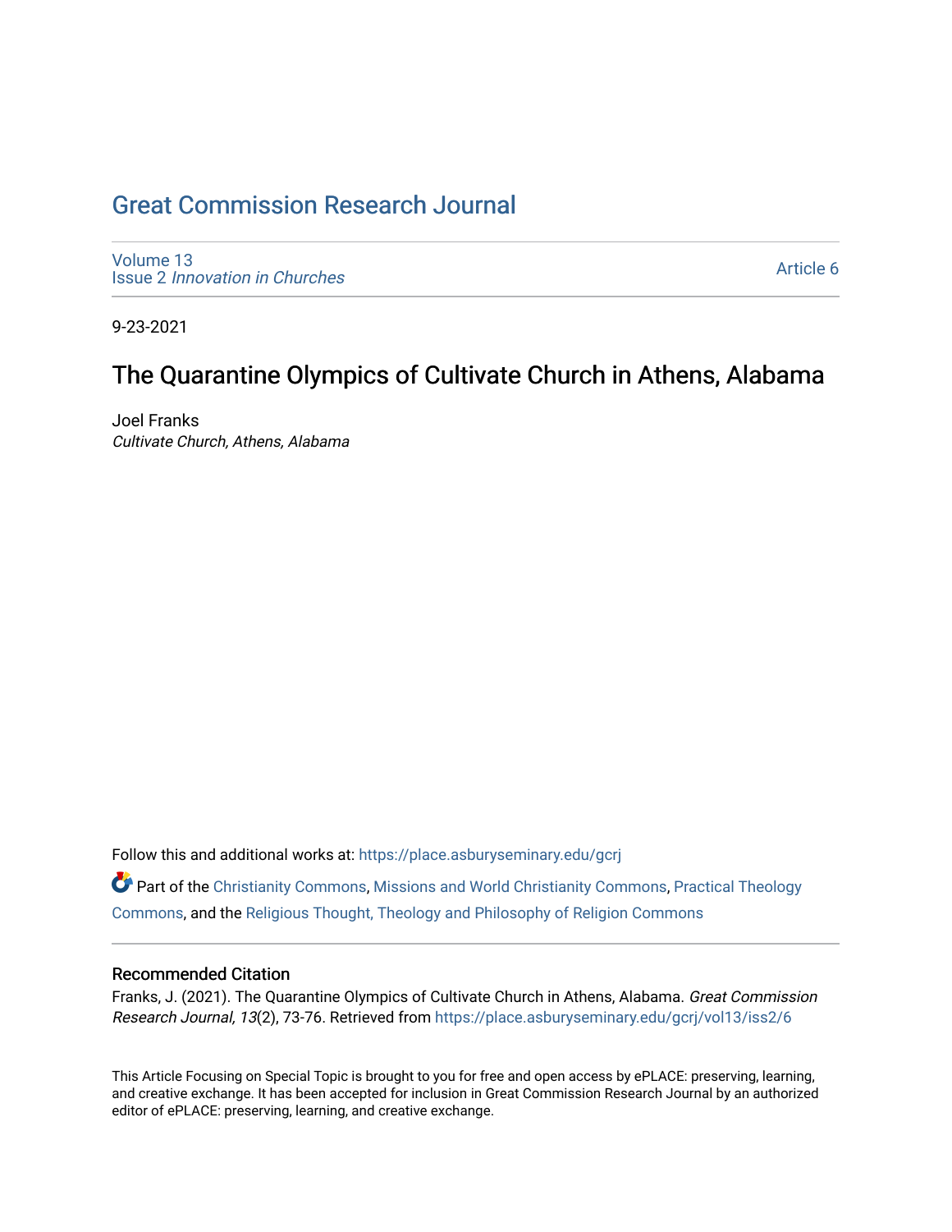# Great Commission Research Journal

Volume 13
Issue 2 *Innovation in Churches*

Article 6

9-23-2021

## The Quarantine Olympics of Cultivate Church in Athens, Alabama

Joel Franks
*Cultivate Church, Athens, Alabama*

Follow this and additional works at: https://place.asburyseminary.edu/gcrj

Part of the Christianity Commons, Missions and World Christianity Commons, Practical Theology Commons, and the Religious Thought, Theology and Philosophy of Religion Commons

### Recommended Citation

Franks, J. (2021). The Quarantine Olympics of Cultivate Church in Athens, Alabama. *Great Commission Research Journal, 13*(2), 73-76. Retrieved from https://place.asburyseminary.edu/gcrj/vol13/iss2/6

This Article Focusing on Special Topic is brought to you for free and open access by ePLACE: preserving, learning, and creative exchange. It has been accepted for inclusion in Great Commission Research Journal by an authorized editor of ePLACE: preserving, learning, and creative exchange.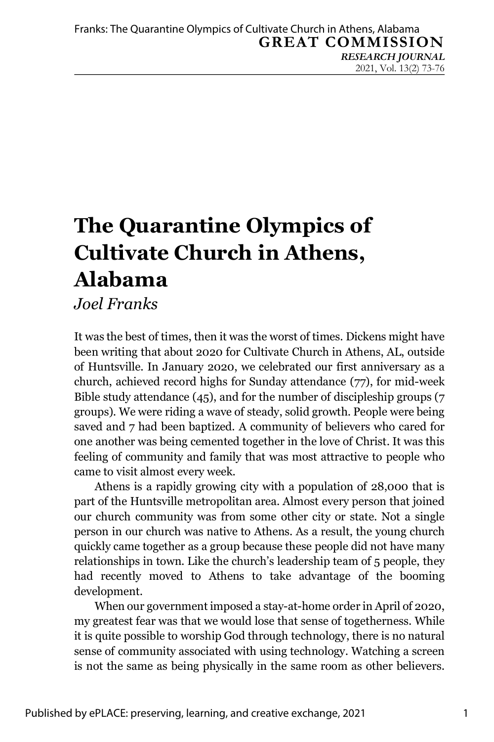# The Quarantine Olympics of Cultivate Church in Athens, Alabama

*Joel Franks*

It was the best of times, then it was the worst of times. Dickens might have been writing that about 2020 for Cultivate Church in Athens, AL, outside of Huntsville. In January 2020, we celebrated our first anniversary as a church, achieved record highs for Sunday attendance (77), for mid-week Bible study attendance (45), and for the number of discipleship groups (7 groups). We were riding a wave of steady, solid growth. People were being saved and 7 had been baptized. A community of believers who cared for one another was being cemented together in the love of Christ. It was this feeling of community and family that was most attractive to people who came to visit almost every week.

Athens is a rapidly growing city with a population of 28,000 that is part of the Huntsville metropolitan area. Almost every person that joined our church community was from some other city or state. Not a single person in our church was native to Athens. As a result, the young church quickly came together as a group because these people did not have many relationships in town. Like the church's leadership team of 5 people, they had recently moved to Athens to take advantage of the booming development.

When our government imposed a stay-at-home order in April of 2020, my greatest fear was that we would lose that sense of togetherness. While it is quite possible to worship God through technology, there is no natural sense of community associated with using technology. Watching a screen is not the same as being physically in the same room as other believers.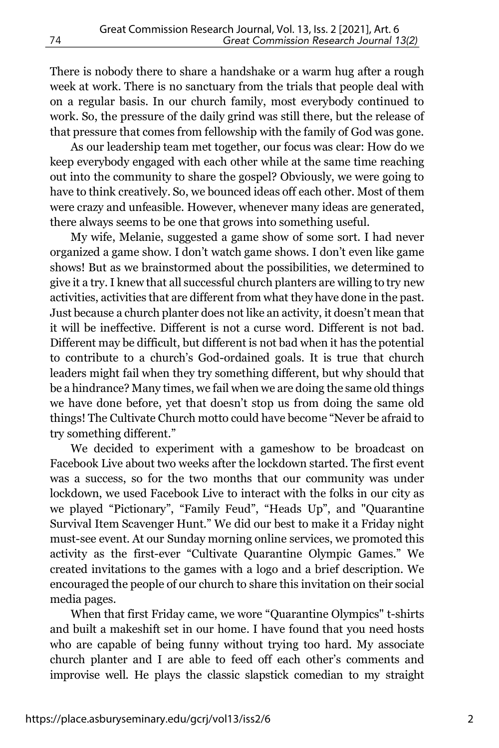There is nobody there to share a handshake or a warm hug after a rough week at work. There is no sanctuary from the trials that people deal with on a regular basis. In our church family, most everybody continued to work. So, the pressure of the daily grind was still there, but the release of that pressure that comes from fellowship with the family of God was gone.

As our leadership team met together, our focus was clear: How do we keep everybody engaged with each other while at the same time reaching out into the community to share the gospel? Obviously, we were going to have to think creatively. So, we bounced ideas off each other. Most of them were crazy and unfeasible. However, whenever many ideas are generated, there always seems to be one that grows into something useful.

My wife, Melanie, suggested a game show of some sort. I had never organized a game show. I don't watch game shows. I don't even like game shows! But as we brainstormed about the possibilities, we determined to give it a try. I knew that all successful church planters are willing to try new activities, activities that are different from what they have done in the past. Just because a church planter does not like an activity, it doesn't mean that it will be ineffective. Different is not a curse word. Different is not bad. Different may be difficult, but different is not bad when it has the potential to contribute to a church's God-ordained goals. It is true that church leaders might fail when they try something different, but why should that be a hindrance? Many times, we fail when we are doing the same old things we have done before, yet that doesn't stop us from doing the same old things! The Cultivate Church motto could have become "Never be afraid to try something different."

We decided to experiment with a gameshow to be broadcast on Facebook Live about two weeks after the lockdown started. The first event was a success, so for the two months that our community was under lockdown, we used Facebook Live to interact with the folks in our city as we played "Pictionary", "Family Feud", "Heads Up", and "Quarantine Survival Item Scavenger Hunt." We did our best to make it a Friday night must-see event. At our Sunday morning online services, we promoted this activity as the first-ever "Cultivate Quarantine Olympic Games." We created invitations to the games with a logo and a brief description. We encouraged the people of our church to share this invitation on their social media pages.

When that first Friday came, we wore "Quarantine Olympics" t-shirts and built a makeshift set in our home. I have found that you need hosts who are capable of being funny without trying too hard. My associate church planter and I are able to feed off each other's comments and improvise well. He plays the classic slapstick comedian to my straight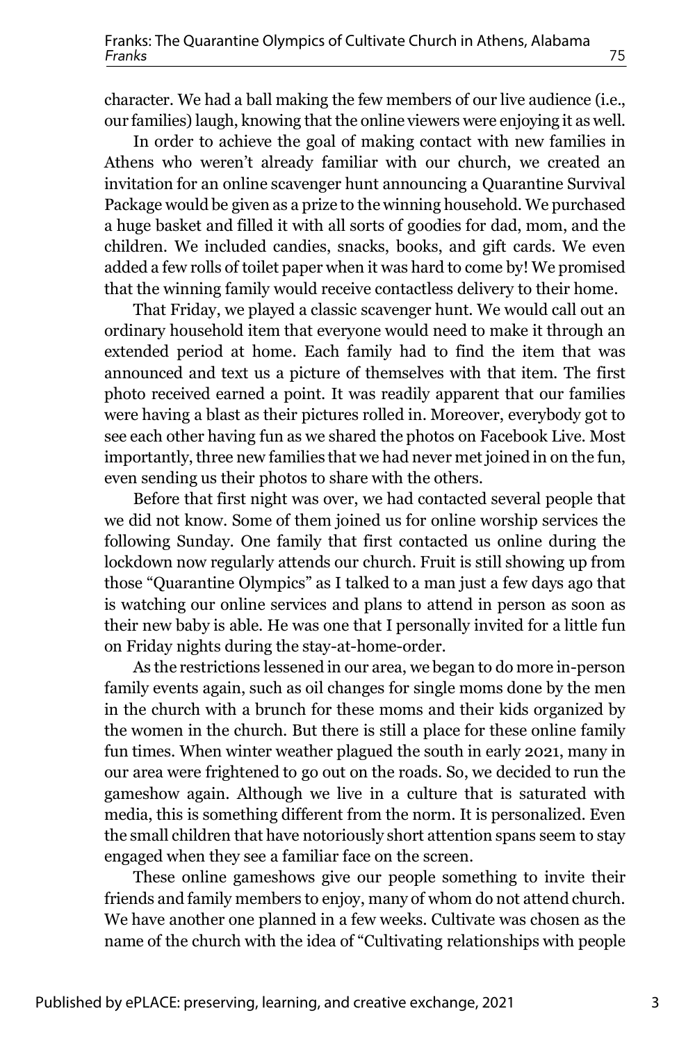character. We had a ball making the few members of our live audience (i.e., our families) laugh, knowing that the online viewers were enjoying it as well.

In order to achieve the goal of making contact with new families in Athens who weren't already familiar with our church, we created an invitation for an online scavenger hunt announcing a Quarantine Survival Package would be given as a prize to the winning household. We purchased a huge basket and filled it with all sorts of goodies for dad, mom, and the children. We included candies, snacks, books, and gift cards. We even added a few rolls of toilet paper when it was hard to come by! We promised that the winning family would receive contactless delivery to their home.

That Friday, we played a classic scavenger hunt. We would call out an ordinary household item that everyone would need to make it through an extended period at home. Each family had to find the item that was announced and text us a picture of themselves with that item. The first photo received earned a point. It was readily apparent that our families were having a blast as their pictures rolled in. Moreover, everybody got to see each other having fun as we shared the photos on Facebook Live. Most importantly, three new families that we had never met joined in on the fun, even sending us their photos to share with the others.

Before that first night was over, we had contacted several people that we did not know. Some of them joined us for online worship services the following Sunday. One family that first contacted us online during the lockdown now regularly attends our church. Fruit is still showing up from those "Quarantine Olympics" as I talked to a man just a few days ago that is watching our online services and plans to attend in person as soon as their new baby is able. He was one that I personally invited for a little fun on Friday nights during the stay-at-home-order.

As the restrictions lessened in our area, we began to do more in-person family events again, such as oil changes for single moms done by the men in the church with a brunch for these moms and their kids organized by the women in the church. But there is still a place for these online family fun times. When winter weather plagued the south in early 2021, many in our area were frightened to go out on the roads. So, we decided to run the gameshow again. Although we live in a culture that is saturated with media, this is something different from the norm. It is personalized. Even the small children that have notoriously short attention spans seem to stay engaged when they see a familiar face on the screen.

These online gameshows give our people something to invite their friends and family members to enjoy, many of whom do not attend church. We have another one planned in a few weeks. Cultivate was chosen as the name of the church with the idea of "Cultivating relationships with people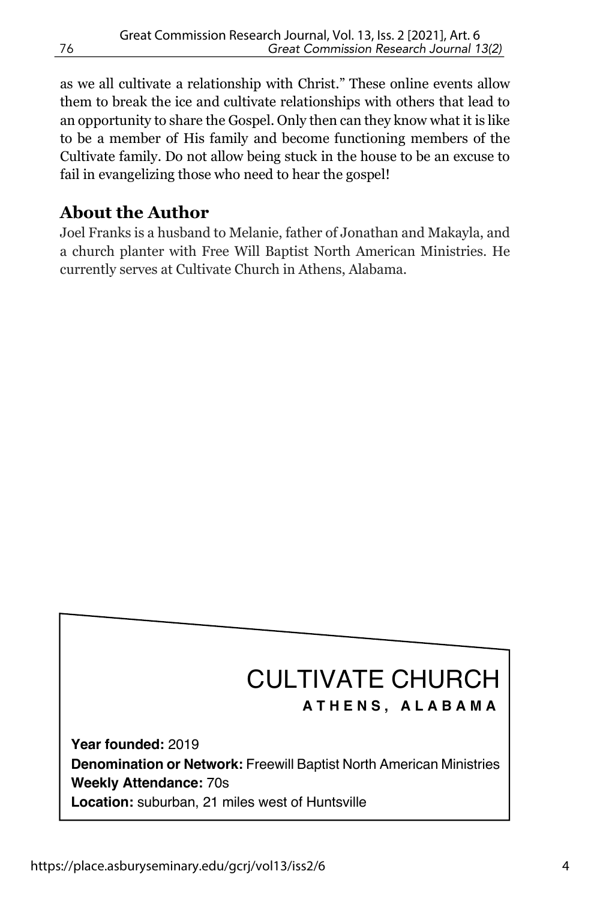as we all cultivate a relationship with Christ." These online events allow them to break the ice and cultivate relationships with others that lead to an opportunity to share the Gospel. Only then can they know what it is like to be a member of His family and become functioning members of the Cultivate family. Do not allow being stuck in the house to be an excuse to fail in evangelizing those who need to hear the gospel!

## About the Author

Joel Franks is a husband to Melanie, father of Jonathan and Makayla, and a church planter with Free Will Baptist North American Ministries. He currently serves at Cultivate Church in Athens, Alabama.

## CULTIVATE CHURCH

**ATHENS, ALABAMA**

**Year founded:** 2019

**Denomination or Network:** Freewill Baptist North American Ministries

**Weekly Attendance:** 70s

**Location:** suburban, 21 miles west of Huntsville